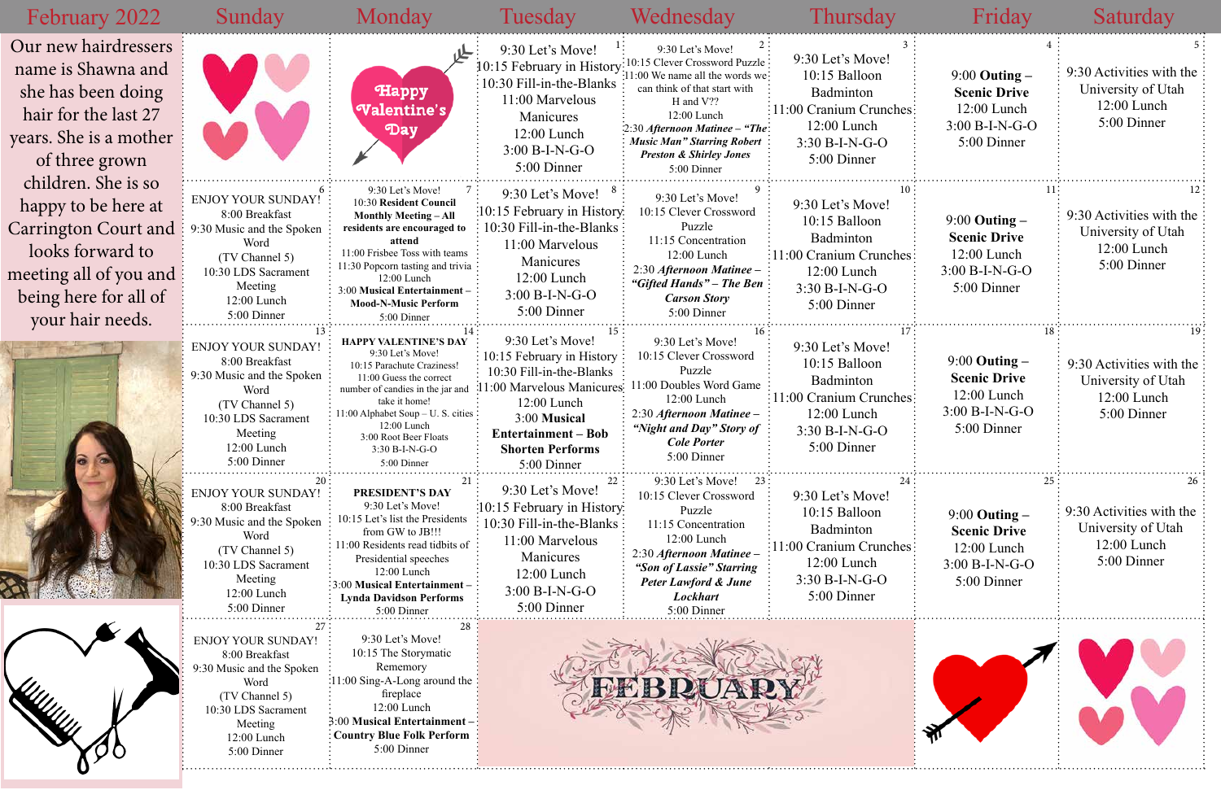# February 2022

Our new hairdressers name is Shawna and she has been doing hair for the last 27 years. She is a mother of three grown children. She is so happy to be here at Carrington Court and looks forward to meeting all of you and being here for all of your hair needs.

| Sunday | Monday | Tuesday | Wednesday | Thursday | Friday | Saturday |
|---|---|---|---|---|---|---|
| | Happy Valentine's Day | **1** 9:30 Let's Move! 10:15 February in History 10:30 Fill-in-the-Blanks 11:00 Marvelous Manicures 12:00 Lunch 3:00 B-I-N-G-O 5:00 Dinner | **2** 9:30 Let's Move! 10:15 Clever Crossword Puzzle 11:00 We name all the words we can think of that start with H and V?? 12:00 Lunch 2:30 ***Afternoon Matinee – "The Music Man" Starring Robert Preston & Shirley Jones*** 5:00 Dinner | **3** 9:30 Let's Move! 10:15 Balloon Badminton 11:00 Cranium Crunches 12:00 Lunch 3:30 B-I-N-G-O 5:00 Dinner | **4** 9:00 **Outing – Scenic Drive** 12:00 Lunch 3:00 B-I-N-G-O 5:00 Dinner | **5** 9:30 Activities with the University of Utah 12:00 Lunch 5:00 Dinner |
| **6** ENJOY YOUR SUNDAY! 8:00 Breakfast 9:30 Music and the Spoken Word (TV Channel 5) 10:30 LDS Sacrament Meeting 12:00 Lunch 5:00 Dinner | **7** 9:30 Let's Move! 10:30 **Resident Council Monthly Meeting – All residents are encouraged to attend** 11:00 Frisbee Toss with teams 11:30 Popcorn tasting and trivia 12:00 Lunch 3:00 **Musical Entertainment – Mood-N-Music Perform** 5:00 Dinner | **8** 9:30 Let's Move! 10:15 February in History 10:30 Fill-in-the-Blanks 11:00 Marvelous Manicures 12:00 Lunch 3:00 B-I-N-G-O 5:00 Dinner | **9** 9:30 Let's Move! 10:15 Clever Crossword Puzzle 11:15 Concentration 12:00 Lunch 2:30 ***Afternoon Matinee – "Gifted Hands" – The Ben Carson Story*** 5:00 Dinner | **10** 9:30 Let's Move! 10:15 Balloon Badminton 11:00 Cranium Crunches 12:00 Lunch 3:30 B-I-N-G-O 5:00 Dinner | **11** 9:00 **Outing – Scenic Drive** 12:00 Lunch 3:00 B-I-N-G-O 5:00 Dinner | **12** 9:30 Activities with the University of Utah 12:00 Lunch 5:00 Dinner |
| **13** ENJOY YOUR SUNDAY! 8:00 Breakfast 9:30 Music and the Spoken Word (TV Channel 5) 10:30 LDS Sacrament Meeting 12:00 Lunch 5:00 Dinner | **14** **HAPPY VALENTINE'S DAY** 9:30 Let's Move! 10:15 Parachute Craziness! 11:00 Guess the correct number of candies in the jar and take it home! 11:00 Alphabet Soup – U. S. cities 12:00 Lunch 3:00 Root Beer Floats 3:30 B-I-N-G-O 5:00 Dinner | **15** 9:30 Let's Move! 10:15 February in History 10:30 Fill-in-the-Blanks 11:00 Marvelous Manicures 12:00 Lunch 3:00 **Musical Entertainment – Bob Shorten Performs** 5:00 Dinner | **16** 9:30 Let's Move! 10:15 Clever Crossword Puzzle 11:00 Doubles Word Game 12:00 Lunch 2:30 ***Afternoon Matinee – "Night and Day" Story of Cole Porter*** 5:00 Dinner | **17** 9:30 Let's Move! 10:15 Balloon Badminton 11:00 Cranium Crunches 12:00 Lunch 3:30 B-I-N-G-O 5:00 Dinner | **18** 9:00 **Outing – Scenic Drive** 12:00 Lunch 3:00 B-I-N-G-O 5:00 Dinner | **19** 9:30 Activities with the University of Utah 12:00 Lunch 5:00 Dinner |
| **20** ENJOY YOUR SUNDAY! 8:00 Breakfast 9:30 Music and the Spoken Word (TV Channel 5) 10:30 LDS Sacrament Meeting 12:00 Lunch 5:00 Dinner | **21** **PRESIDENT'S DAY** 9:30 Let's Move! 10:15 Let's list the Presidents from GW to JB!!! 11:00 Residents read tidbits of Presidential speeches 12:00 Lunch 3:00 **Musical Entertainment – Lynda Davidson Performs** 5:00 Dinner | **22** 9:30 Let's Move! 10:15 February in History 10:30 Fill-in-the-Blanks 11:00 Marvelous Manicures 12:00 Lunch 3:00 B-I-N-G-O 5:00 Dinner | **23** 9:30 Let's Move! 10:15 Clever Crossword Puzzle 11:15 Concentration 12:00 Lunch 2:30 ***Afternoon Matinee – "Son of Lassie" Starring Peter Lawford & June Lockhart*** 5:00 Dinner | **24** 9:30 Let's Move! 10:15 Balloon Badminton 11:00 Cranium Crunches 12:00 Lunch 3:30 B-I-N-G-O 5:00 Dinner | **25** 9:00 **Outing – Scenic Drive** 12:00 Lunch 3:00 B-I-N-G-O 5:00 Dinner | **26** 9:30 Activities with the University of Utah 12:00 Lunch 5:00 Dinner |
| **27** ENJOY YOUR SUNDAY! 8:00 Breakfast 9:30 Music and the Spoken Word (TV Channel 5) 10:30 LDS Sacrament Meeting 12:00 Lunch 5:00 Dinner | **28** 9:30 Let's Move! 10:15 The Storymatic Rememory 11:00 Sing-A-Long around the fireplace 12:00 Lunch 3:00 **Musical Entertainment – Country Blue Folk Perform** 5:00 Dinner | FEBRUARY | | | | |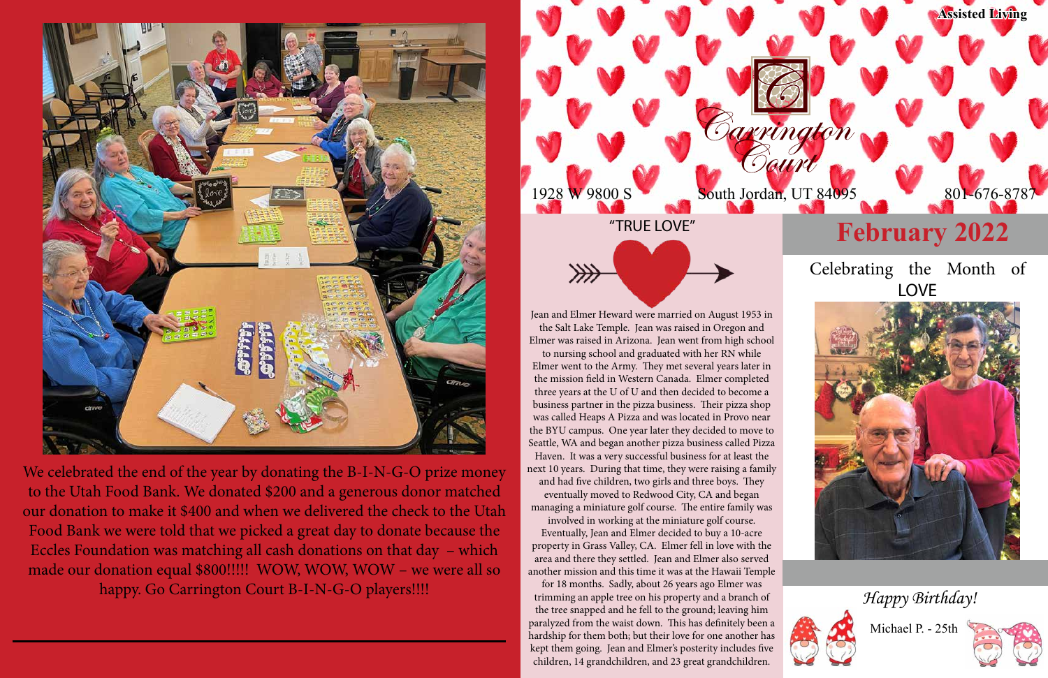We celebrated the end of the year by donating the B-I-N-G-O prize money to the Utah Food Bank. We donated $200 and a generous donor matched our donation to make it $400 and when we delivered the check to the Utah Food Bank we were told that we picked a great day to donate because the Eccles Foundation was matching all cash donations on that day – which made our donation equal $800!!!!! WOW, WOW, WOW – we were all so happy. Go Carrington Court B-I-N-G-O players!!!!

**Assisted Living**

# Carrington Court

1928 W 9800 S South Jordan, UT 84095 801-676-8787

## "TRUE LOVE"

Jean and Elmer Heward were married on August 1953 in the Salt Lake Temple. Jean was raised in Oregon and Elmer was raised in Arizona. Jean went from high school to nursing school and graduated with her RN while Elmer went to the Army. They met several years later in the mission field in Western Canada. Elmer completed three years at the U of U and then decided to become a business partner in the pizza business. Their pizza shop was called Heaps A Pizza and was located in Provo near the BYU campus. One year later they decided to move to Seattle, WA and began another pizza business called Pizza Haven. It was a very successful business for at least the next 10 years. During that time, they were raising a family and had five children, two girls and three boys. They eventually moved to Redwood City, CA and began managing a miniature golf course. The entire family was involved in working at the miniature golf course. Eventually, Jean and Elmer decided to buy a 10-acre property in Grass Valley, CA. Elmer fell in love with the area and there they settled. Jean and Elmer also served another mission and this time it was at the Hawaii Temple for 18 months. Sadly, about 26 years ago Elmer was trimming an apple tree on his property and a branch of the tree snapped and he fell to the ground; leaving him paralyzed from the waist down. This has definitely been a hardship for them both; but their love for one another has kept them going. Jean and Elmer's posterity includes five children, 14 grandchildren, and 23 great grandchildren.

# February 2022

Celebrating the Month of LOVE

*Happy Birthday!*

Michael P. - 25th